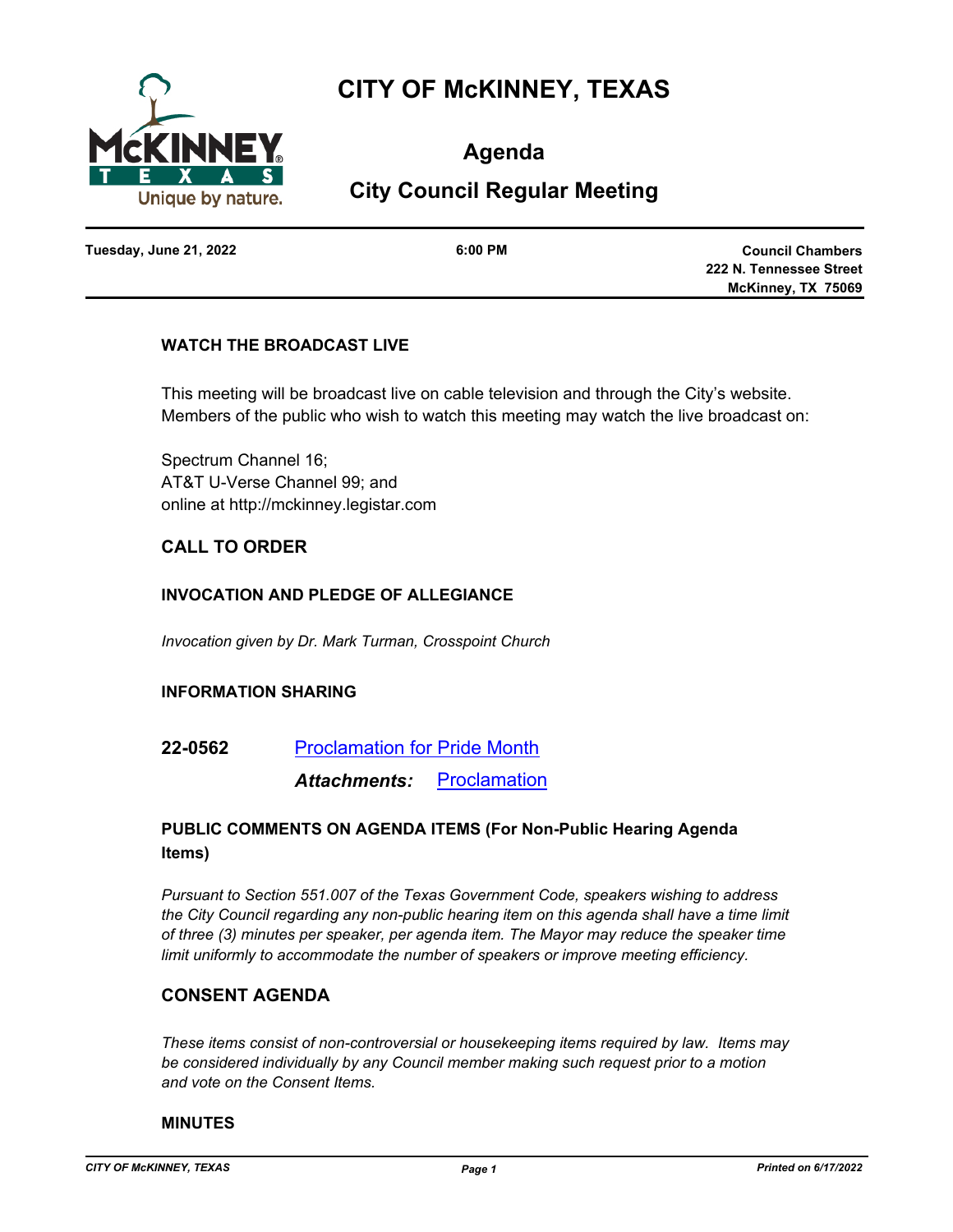# CITY OF McKINNEY, TEXAS

## Agenda

## City Council Regular Meeting

**Tuesday, June 21, 2022** | **6:00 PM** | **Council Chambers, 222 N. Tennessee Street, McKinney, TX 75069**

### WATCH THE BROADCAST LIVE

This meeting will be broadcast live on cable television and through the City's website. Members of the public who wish to watch this meeting may watch the live broadcast on:

Spectrum Channel 16;
AT&T U-Verse Channel 99; and
online at http://mckinney.legistar.com

### CALL TO ORDER

### INVOCATION AND PLEDGE OF ALLEGIANCE

*Invocation given by Dr. Mark Turman, Crosspoint Church*

### INFORMATION SHARING

**22-0562** Proclamation for Pride Month

***Attachments:*** Proclamation

### PUBLIC COMMENTS ON AGENDA ITEMS (For Non-Public Hearing Agenda Items)

*Pursuant to Section 551.007 of the Texas Government Code, speakers wishing to address the City Council regarding any non-public hearing item on this agenda shall have a time limit of three (3) minutes per speaker, per agenda item. The Mayor may reduce the speaker time limit uniformly to accommodate the number of speakers or improve meeting efficiency.*

### CONSENT AGENDA

*These items consist of non-controversial or housekeeping items required by law. Items may be considered individually by any Council member making such request prior to a motion and vote on the Consent Items.*

### MINUTES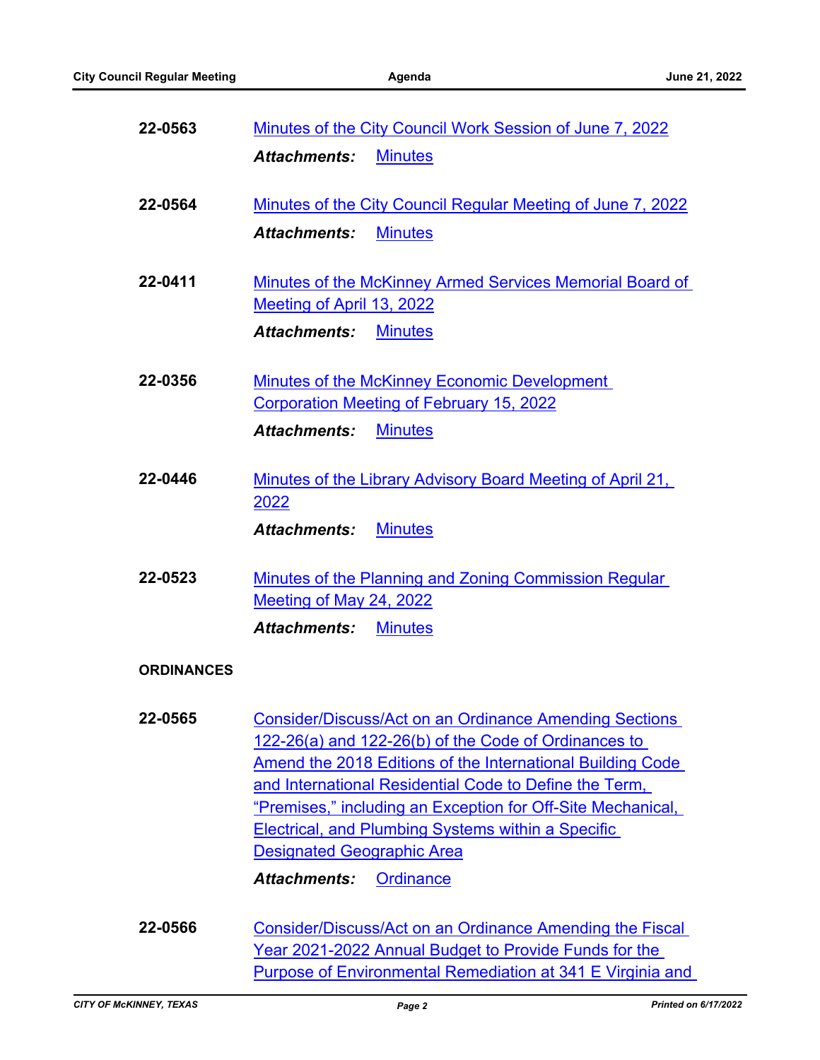**22-0563** [Minutes of the City Council Work Session of June 7, 2022]

***Attachments:*** [Minutes]

**22-0564** [Minutes of the City Council Regular Meeting of June 7, 2022]

***Attachments:*** [Minutes]

**22-0411** [Minutes of the McKinney Armed Services Memorial Board of Meeting of April 13, 2022]

***Attachments:*** [Minutes]

**22-0356** [Minutes of the McKinney Economic Development Corporation Meeting of February 15, 2022]

***Attachments:*** [Minutes]

**22-0446** [Minutes of the Library Advisory Board Meeting of April 21, 2022]

***Attachments:*** [Minutes]

**22-0523** [Minutes of the Planning and Zoning Commission Regular Meeting of May 24, 2022]

***Attachments:*** [Minutes]

**ORDINANCES**

**22-0565** [Consider/Discuss/Act on an Ordinance Amending Sections 122-26(a) and 122-26(b) of the Code of Ordinances to Amend the 2018 Editions of the International Building Code and International Residential Code to Define the Term, "Premises," including an Exception for Off-Site Mechanical, Electrical, and Plumbing Systems within a Specific Designated Geographic Area]

***Attachments:*** [Ordinance]

**22-0566** [Consider/Discuss/Act on an Ordinance Amending the Fiscal Year 2021-2022 Annual Budget to Provide Funds for the Purpose of Environmental Remediation at 341 E Virginia and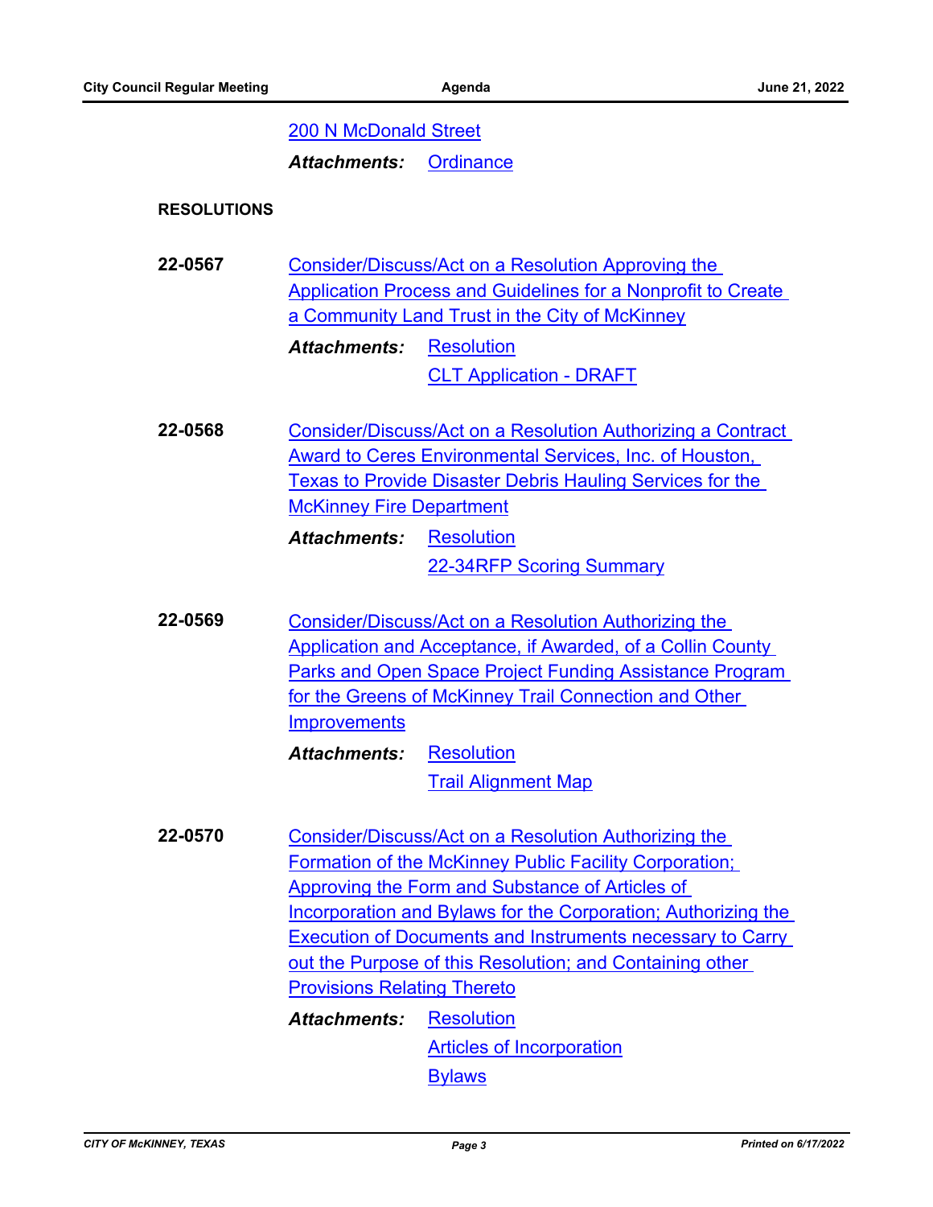200 N McDonald Street

***Attachments:*** Ordinance

## RESOLUTIONS

**22-0567** Consider/Discuss/Act on a Resolution Approving the Application Process and Guidelines for a Nonprofit to Create a Community Land Trust in the City of McKinney

***Attachments:*** Resolution
CLT Application - DRAFT

**22-0568** Consider/Discuss/Act on a Resolution Authorizing a Contract Award to Ceres Environmental Services, Inc. of Houston, Texas to Provide Disaster Debris Hauling Services for the McKinney Fire Department

***Attachments:*** Resolution
22-34RFP Scoring Summary

**22-0569** Consider/Discuss/Act on a Resolution Authorizing the Application and Acceptance, if Awarded, of a Collin County Parks and Open Space Project Funding Assistance Program for the Greens of McKinney Trail Connection and Other Improvements

***Attachments:*** Resolution
Trail Alignment Map

**22-0570** Consider/Discuss/Act on a Resolution Authorizing the Formation of the McKinney Public Facility Corporation; Approving the Form and Substance of Articles of Incorporation and Bylaws for the Corporation; Authorizing the Execution of Documents and Instruments necessary to Carry out the Purpose of this Resolution; and Containing other Provisions Relating Thereto

***Attachments:*** Resolution
Articles of Incorporation
Bylaws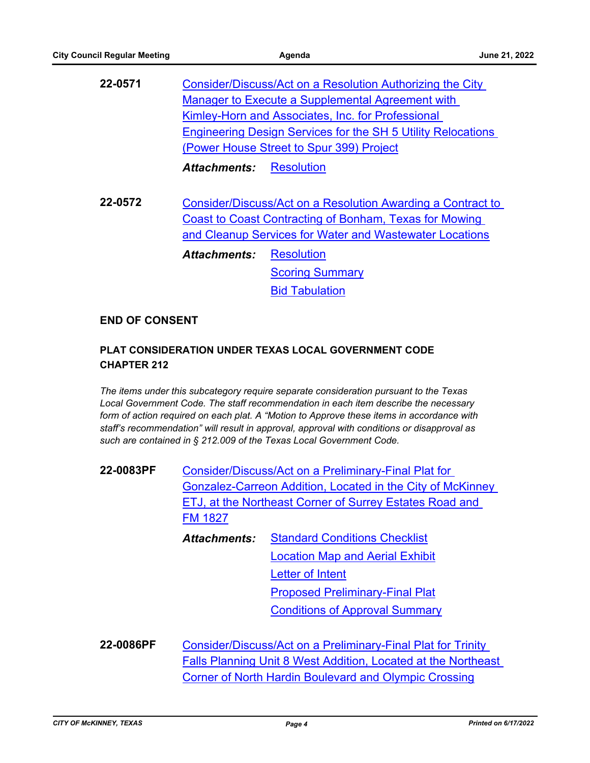**22-0571** Consider/Discuss/Act on a Resolution Authorizing the City Manager to Execute a Supplemental Agreement with Kimley-Horn and Associates, Inc. for Professional Engineering Design Services for the SH 5 Utility Relocations (Power House Street to Spur 399) Project

***Attachments:*** Resolution

**22-0572** Consider/Discuss/Act on a Resolution Awarding a Contract to Coast to Coast Contracting of Bonham, Texas for Mowing and Cleanup Services for Water and Wastewater Locations

***Attachments:*** Resolution
Scoring Summary
Bid Tabulation

**END OF CONSENT**

**PLAT CONSIDERATION UNDER TEXAS LOCAL GOVERNMENT CODE CHAPTER 212**

*The items under this subcategory require separate consideration pursuant to the Texas Local Government Code. The staff recommendation in each item describe the necessary form of action required on each plat. A "Motion to Approve these items in accordance with staff's recommendation" will result in approval, approval with conditions or disapproval as such are contained in § 212.009 of the Texas Local Government Code.*

**22-0083PF** Consider/Discuss/Act on a Preliminary-Final Plat for Gonzalez-Carreon Addition, Located in the City of McKinney ETJ, at the Northeast Corner of Surrey Estates Road and FM 1827

***Attachments:*** Standard Conditions Checklist
Location Map and Aerial Exhibit
Letter of Intent
Proposed Preliminary-Final Plat
Conditions of Approval Summary

**22-0086PF** Consider/Discuss/Act on a Preliminary-Final Plat for Trinity Falls Planning Unit 8 West Addition, Located at the Northeast Corner of North Hardin Boulevard and Olympic Crossing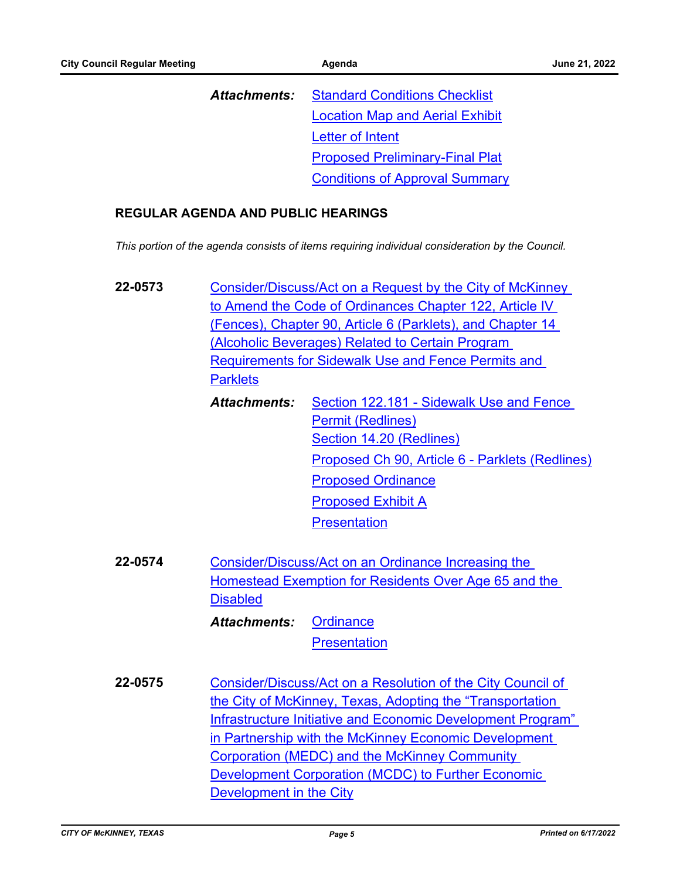**Attachments:** Standard Conditions Checklist
Location Map and Aerial Exhibit
Letter of Intent
Proposed Preliminary-Final Plat
Conditions of Approval Summary

## REGULAR AGENDA AND PUBLIC HEARINGS

*This portion of the agenda consists of items requiring individual consideration by the Council.*

**22-0573** Consider/Discuss/Act on a Request by the City of McKinney to Amend the Code of Ordinances Chapter 122, Article IV (Fences), Chapter 90, Article 6 (Parklets), and Chapter 14 (Alcoholic Beverages) Related to Certain Program Requirements for Sidewalk Use and Fence Permits and Parklets

**Attachments:** Section 122.181 - Sidewalk Use and Fence Permit (Redlines)
Section 14.20 (Redlines)
Proposed Ch 90, Article 6 - Parklets (Redlines)
Proposed Ordinance
Proposed Exhibit A
Presentation

**22-0574** Consider/Discuss/Act on an Ordinance Increasing the Homestead Exemption for Residents Over Age 65 and the Disabled

**Attachments:** Ordinance
Presentation

**22-0575** Consider/Discuss/Act on a Resolution of the City Council of the City of McKinney, Texas, Adopting the "Transportation Infrastructure Initiative and Economic Development Program" in Partnership with the McKinney Economic Development Corporation (MEDC) and the McKinney Community Development Corporation (MCDC) to Further Economic Development in the City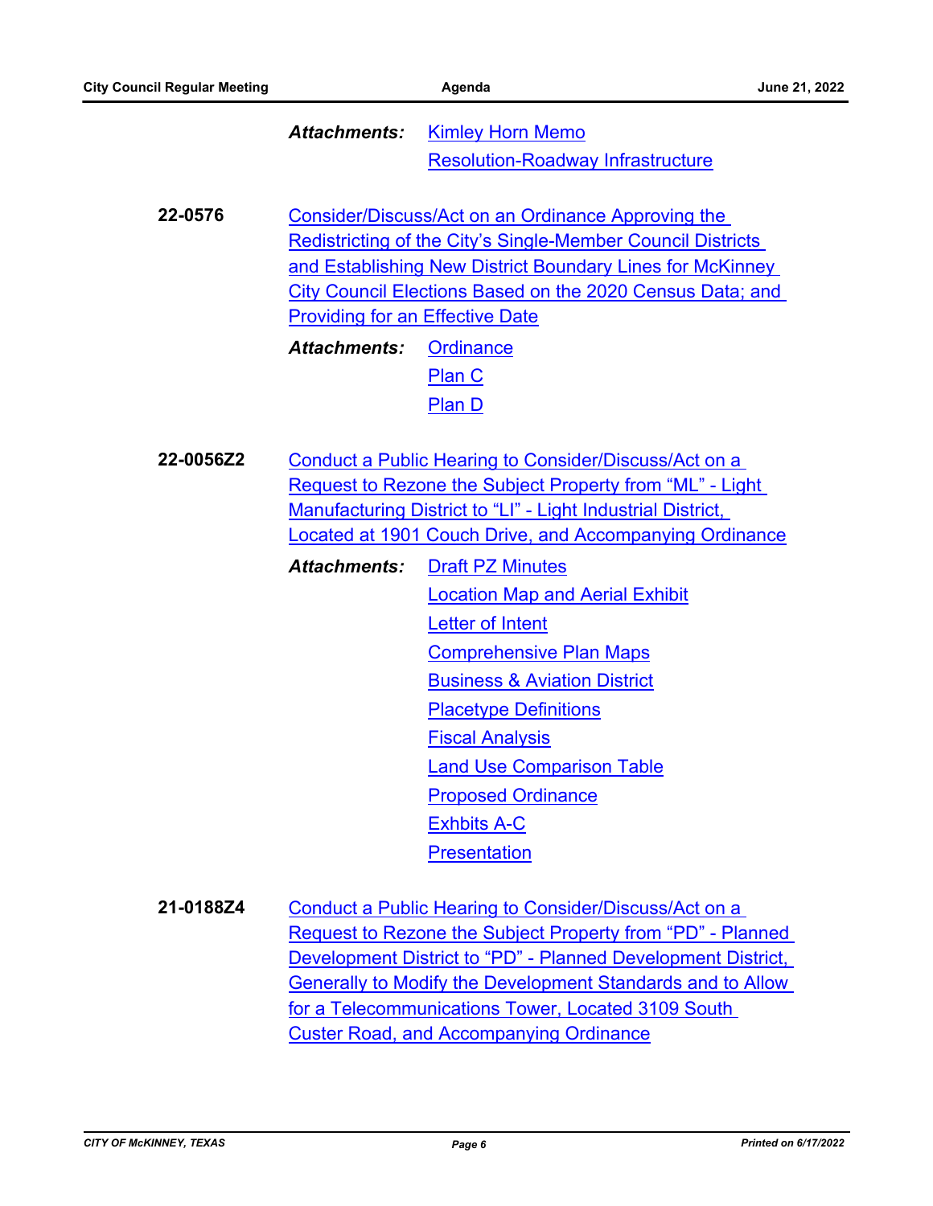***Attachments:*** Kimley Horn Memo
Resolution-Roadway Infrastructure

**22-0576** Consider/Discuss/Act on an Ordinance Approving the Redistricting of the City's Single-Member Council Districts and Establishing New District Boundary Lines for McKinney City Council Elections Based on the 2020 Census Data; and Providing for an Effective Date

***Attachments:*** Ordinance
Plan C
Plan D

**22-0056Z2** Conduct a Public Hearing to Consider/Discuss/Act on a Request to Rezone the Subject Property from "ML" - Light Manufacturing District to "LI" - Light Industrial District, Located at 1901 Couch Drive, and Accompanying Ordinance

***Attachments:*** Draft PZ Minutes
Location Map and Aerial Exhibit
Letter of Intent
Comprehensive Plan Maps
Business & Aviation District
Placetype Definitions
Fiscal Analysis
Land Use Comparison Table
Proposed Ordinance
Exhbits A-C
Presentation

**21-0188Z4** Conduct a Public Hearing to Consider/Discuss/Act on a Request to Rezone the Subject Property from "PD" - Planned Development District to "PD" - Planned Development District, Generally to Modify the Development Standards and to Allow for a Telecommunications Tower, Located 3109 South Custer Road, and Accompanying Ordinance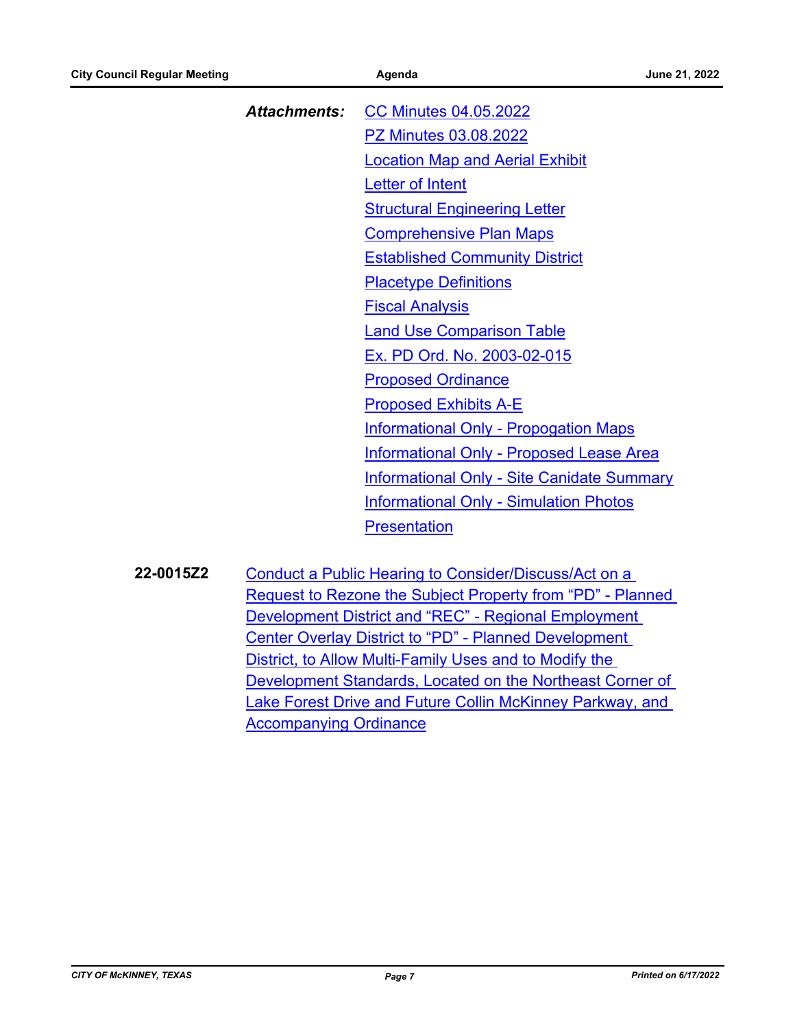***Attachments:*** CC Minutes 04.05.2022
PZ Minutes 03.08.2022
Location Map and Aerial Exhibit
Letter of Intent
Structural Engineering Letter
Comprehensive Plan Maps
Established Community District
Placetype Definitions
Fiscal Analysis
Land Use Comparison Table
Ex. PD Ord. No. 2003-02-015
Proposed Ordinance
Proposed Exhibits A-E
Informational Only - Propogation Maps
Informational Only - Proposed Lease Area
Informational Only - Site Canidate Summary
Informational Only - Simulation Photos
Presentation

**22-0015Z2** Conduct a Public Hearing to Consider/Discuss/Act on a Request to Rezone the Subject Property from “PD” - Planned Development District and “REC” - Regional Employment Center Overlay District to “PD” - Planned Development District, to Allow Multi-Family Uses and to Modify the Development Standards, Located on the Northeast Corner of Lake Forest Drive and Future Collin McKinney Parkway, and Accompanying Ordinance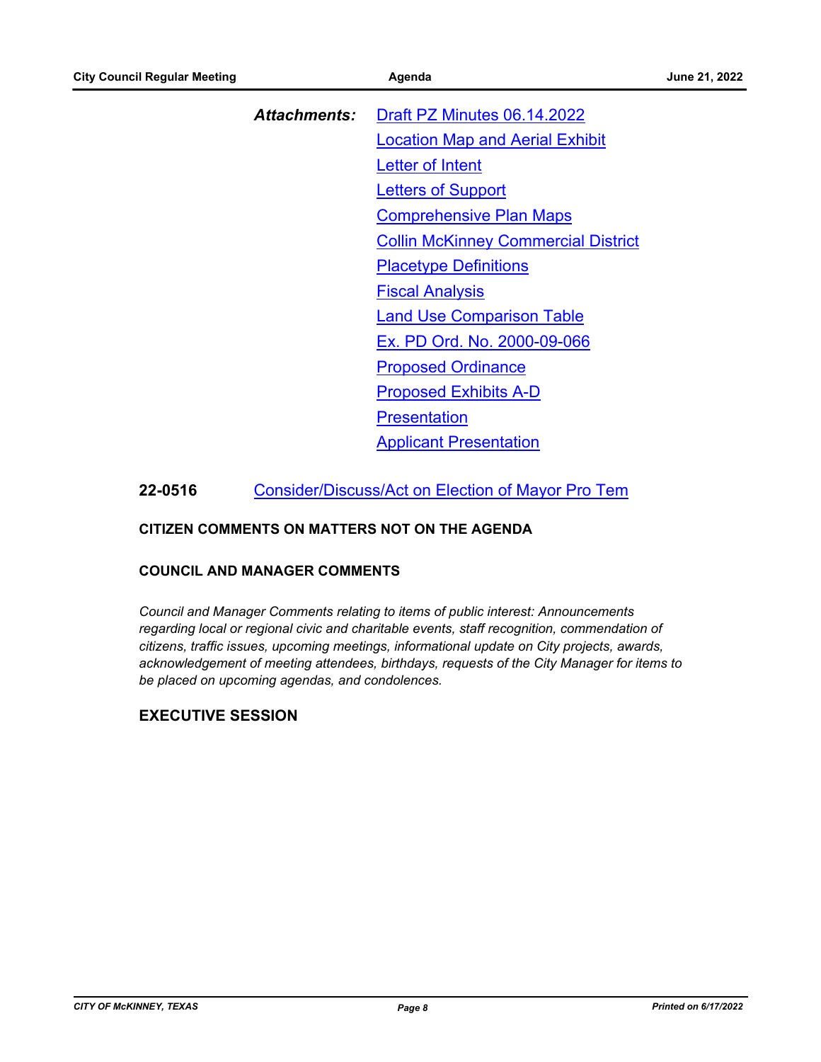*Attachments:*

- Draft PZ Minutes 06.14.2022
- Location Map and Aerial Exhibit
- Letter of Intent
- Letters of Support
- Comprehensive Plan Maps
- Collin McKinney Commercial District
- Placetype Definitions
- Fiscal Analysis
- Land Use Comparison Table
- Ex. PD Ord. No. 2000-09-066
- Proposed Ordinance
- Proposed Exhibits A-D
- Presentation
- Applicant Presentation

**22-0516** Consider/Discuss/Act on Election of Mayor Pro Tem

**CITIZEN COMMENTS ON MATTERS NOT ON THE AGENDA**

**COUNCIL AND MANAGER COMMENTS**

*Council and Manager Comments relating to items of public interest: Announcements regarding local or regional civic and charitable events, staff recognition, commendation of citizens, traffic issues, upcoming meetings, informational update on City projects, awards, acknowledgement of meeting attendees, birthdays, requests of the City Manager for items to be placed on upcoming agendas, and condolences.*

## EXECUTIVE SESSION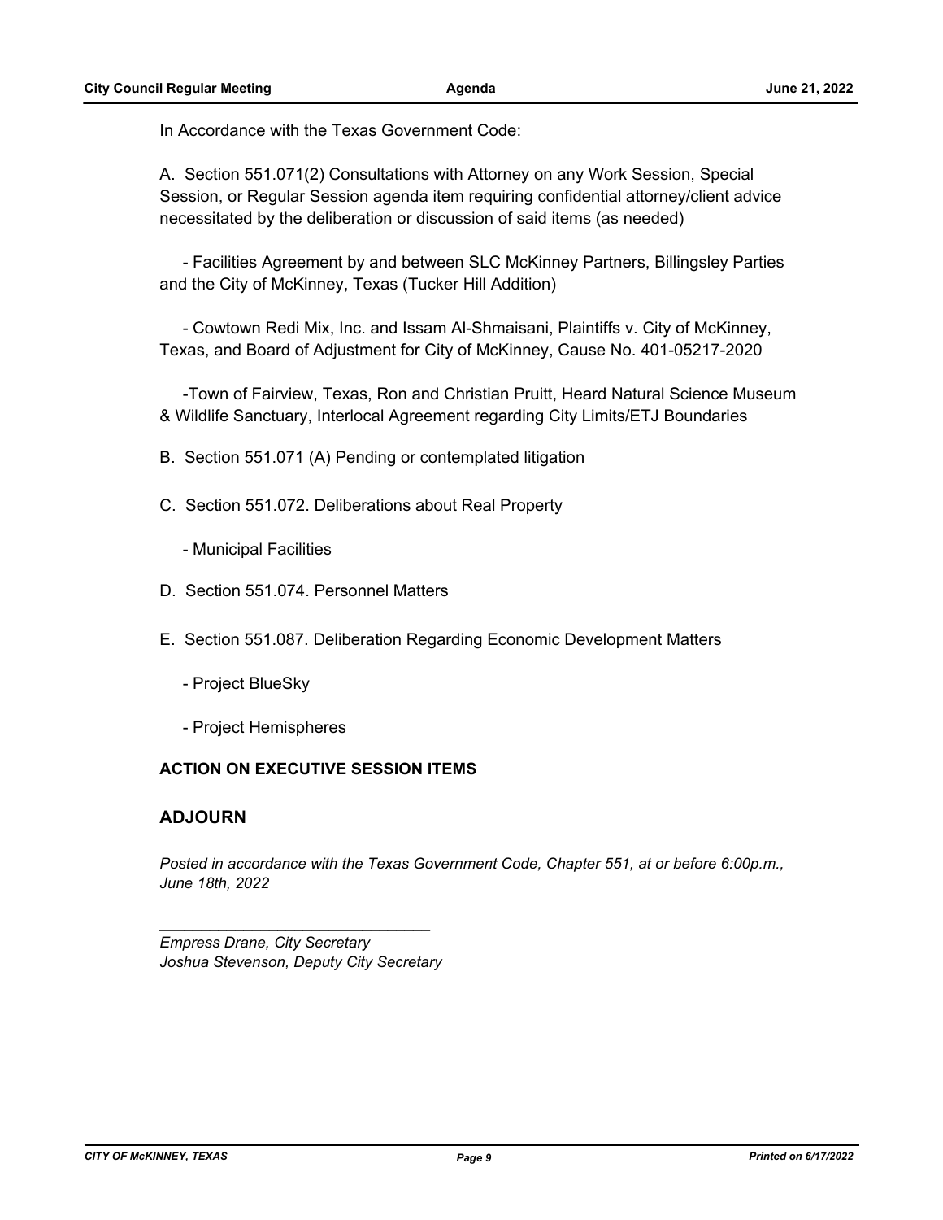In Accordance with the Texas Government Code:

A. Section 551.071(2) Consultations with Attorney on any Work Session, Special Session, or Regular Session agenda item requiring confidential attorney/client advice necessitated by the deliberation or discussion of said items (as needed)

- Facilities Agreement by and between SLC McKinney Partners, Billingsley Parties and the City of McKinney, Texas (Tucker Hill Addition)

- Cowtown Redi Mix, Inc. and Issam Al-Shmaisani, Plaintiffs v. City of McKinney, Texas, and Board of Adjustment for City of McKinney, Cause No. 401-05217-2020

-Town of Fairview, Texas, Ron and Christian Pruitt, Heard Natural Science Museum & Wildlife Sanctuary, Interlocal Agreement regarding City Limits/ETJ Boundaries

B. Section 551.071 (A) Pending or contemplated litigation

C. Section 551.072. Deliberations about Real Property

- Municipal Facilities

D. Section 551.074. Personnel Matters

E. Section 551.087. Deliberation Regarding Economic Development Matters

- Project BlueSky

- Project Hemispheres

**ACTION ON EXECUTIVE SESSION ITEMS**

## ADJOURN

*Posted in accordance with the Texas Government Code, Chapter 551, at or before 6:00p.m., June 18th, 2022*

_______________________________

*Empress Drane, City Secretary*
*Joshua Stevenson, Deputy City Secretary*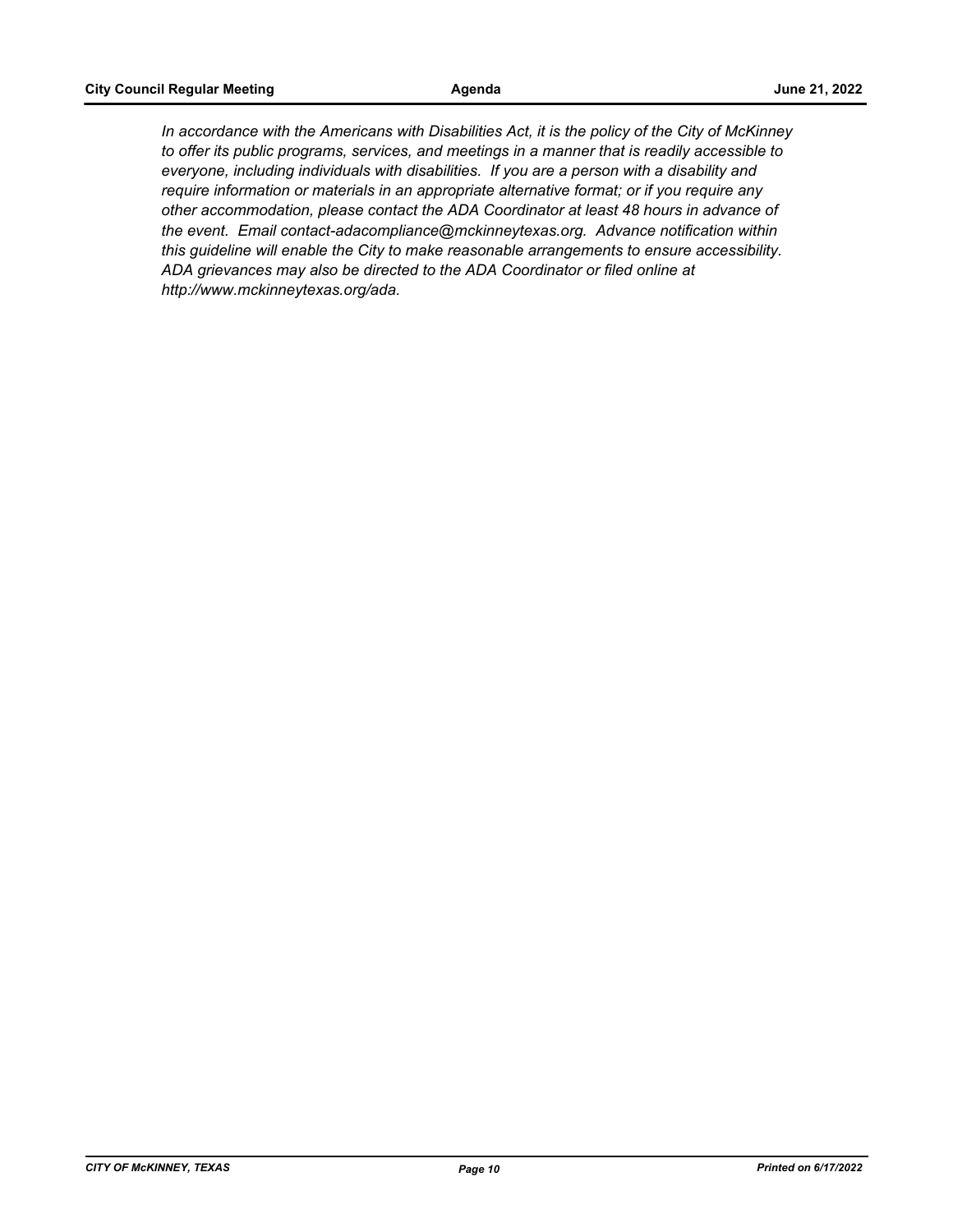*In accordance with the Americans with Disabilities Act, it is the policy of the City of McKinney to offer its public programs, services, and meetings in a manner that is readily accessible to everyone, including individuals with disabilities. If you are a person with a disability and require information or materials in an appropriate alternative format; or if you require any other accommodation, please contact the ADA Coordinator at least 48 hours in advance of the event. Email contact-adacompliance@mckinneytexas.org. Advance notification within this guideline will enable the City to make reasonable arrangements to ensure accessibility. ADA grievances may also be directed to the ADA Coordinator or filed online at http://www.mckinneytexas.org/ada.*